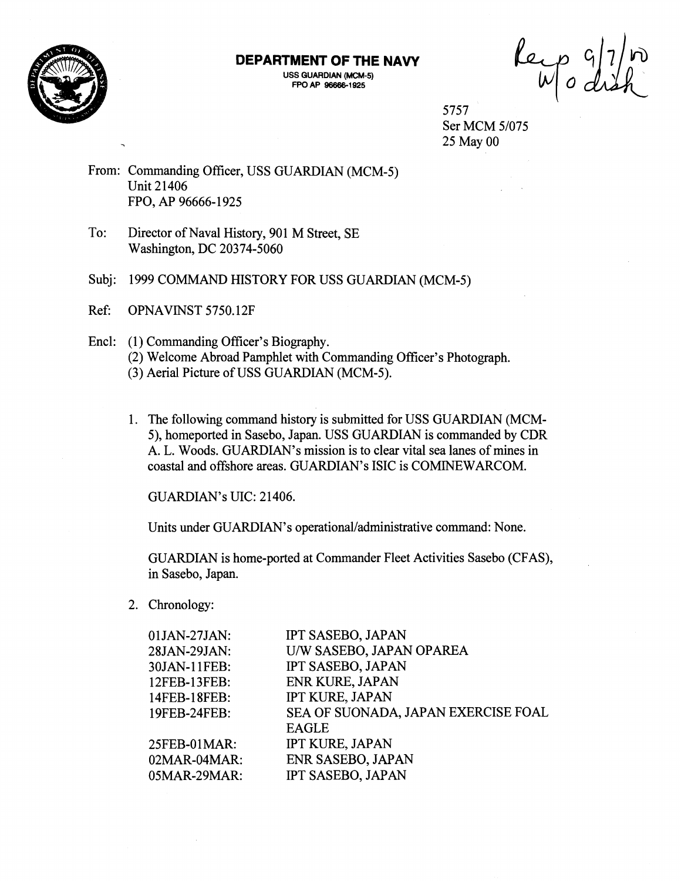**DEPARTMENT OF THE NAVY**
USS GUARDIAN (MCM-5)
FPO AP 96666-1925

Rep 9/7/00
w/o dish

5757
Ser MCM 5/075
25 May 00

From: Commanding Officer, USS GUARDIAN (MCM-5)
Unit 21406
FPO, AP 96666-1925

To: Director of Naval History, 901 M Street, SE
Washington, DC 20374-5060

Subj: 1999 COMMAND HISTORY FOR USS GUARDIAN (MCM-5)

Ref: OPNAVINST 5750.12F

Encl: (1) Commanding Officer's Biography.
(2) Welcome Abroad Pamphlet with Commanding Officer's Photograph.
(3) Aerial Picture of USS GUARDIAN (MCM-5).

1. The following command history is submitted for USS GUARDIAN (MCM-5), homeported in Sasebo, Japan. USS GUARDIAN is commanded by CDR A. L. Woods. GUARDIAN's mission is to clear vital sea lanes of mines in coastal and offshore areas. GUARDIAN's ISIC is COMINEWARCOM.

   GUARDIAN's UIC: 21406.

   Units under GUARDIAN's operational/administrative command: None.

   GUARDIAN is home-ported at Commander Fleet Activities Sasebo (CFAS), in Sasebo, Japan.

2. Chronology:

| | |
|---|---|
| 01JAN-27JAN: | IPT SASEBO, JAPAN |
| 28JAN-29JAN: | U/W SASEBO, JAPAN OPAREA |
| 30JAN-11FEB: | IPT SASEBO, JAPAN |
| 12FEB-13FEB: | ENR KURE, JAPAN |
| 14FEB-18FEB: | IPT KURE, JAPAN |
| 19FEB-24FEB: | SEA OF SUONADA, JAPAN EXERCISE FOAL EAGLE |
| 25FEB-01MAR: | IPT KURE, JAPAN |
| 02MAR-04MAR: | ENR SASEBO, JAPAN |
| 05MAR-29MAR: | IPT SASEBO, JAPAN |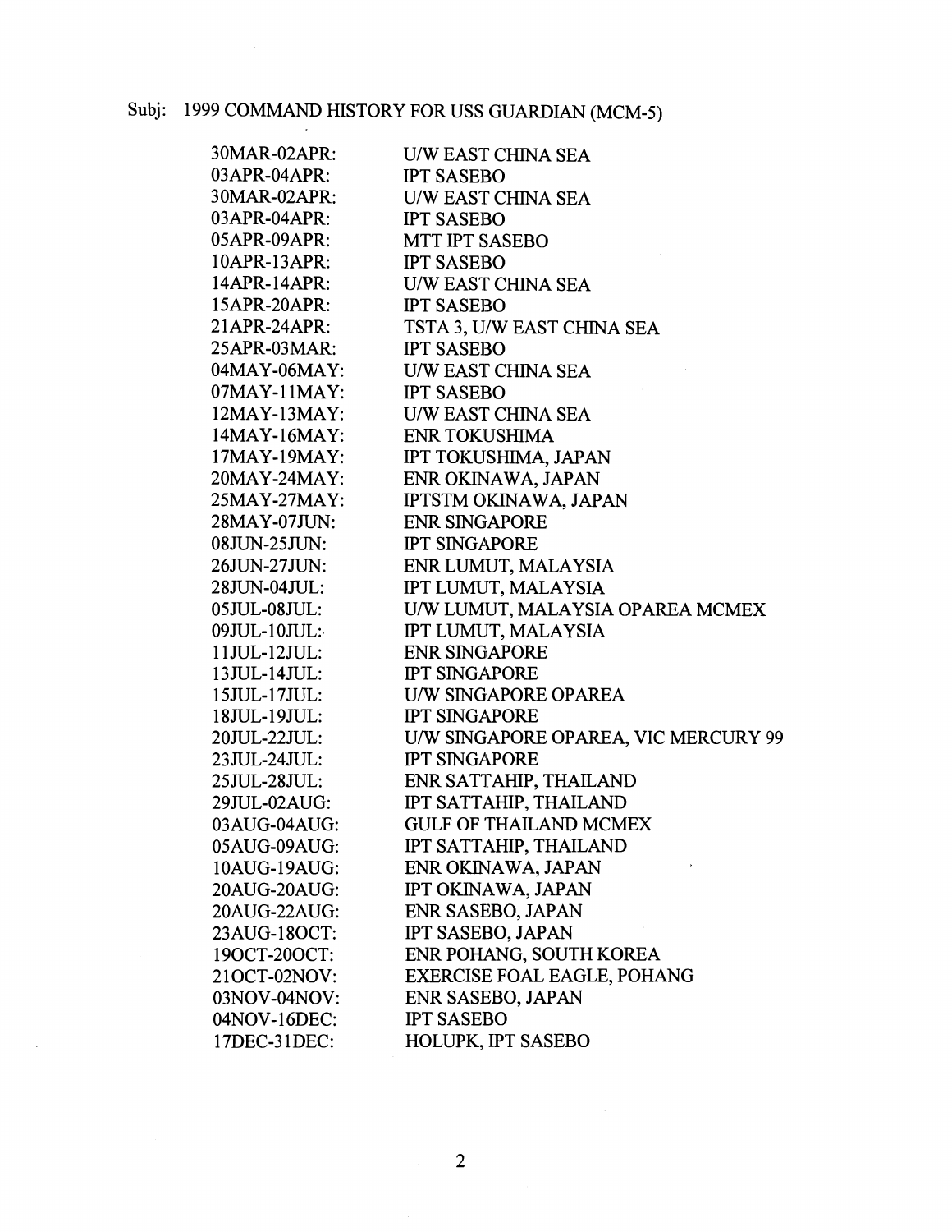Subj: 1999 COMMAND HISTORY FOR USS GUARDIAN (MCM-5)

| | |
|---|---|
| 30MAR-02APR: | U/W EAST CHINA SEA |
| 03APR-04APR: | IPT SASEBO |
| 30MAR-02APR: | U/W EAST CHINA SEA |
| 03APR-04APR: | IPT SASEBO |
| 05APR-09APR: | MTT IPT SASEBO |
| 10APR-13APR: | IPT SASEBO |
| 14APR-14APR: | U/W EAST CHINA SEA |
| 15APR-20APR: | IPT SASEBO |
| 21APR-24APR: | TSTA 3, U/W EAST CHINA SEA |
| 25APR-03MAR: | IPT SASEBO |
| 04MAY-06MAY: | U/W EAST CHINA SEA |
| 07MAY-11MAY: | IPT SASEBO |
| 12MAY-13MAY: | U/W EAST CHINA SEA |
| 14MAY-16MAY: | ENR TOKUSHIMA |
| 17MAY-19MAY: | IPT TOKUSHIMA, JAPAN |
| 20MAY-24MAY: | ENR OKINAWA, JAPAN |
| 25MAY-27MAY: | IPTSTM OKINAWA, JAPAN |
| 28MAY-07JUN: | ENR SINGAPORE |
| 08JUN-25JUN: | IPT SINGAPORE |
| 26JUN-27JUN: | ENR LUMUT, MALAYSIA |
| 28JUN-04JUL: | IPT LUMUT, MALAYSIA |
| 05JUL-08JUL: | U/W LUMUT, MALAYSIA OPAREA MCMEX |
| 09JUL-10JUL: | IPT LUMUT, MALAYSIA |
| 11JUL-12JUL: | ENR SINGAPORE |
| 13JUL-14JUL: | IPT SINGAPORE |
| 15JUL-17JUL: | U/W SINGAPORE OPAREA |
| 18JUL-19JUL: | IPT SINGAPORE |
| 20JUL-22JUL: | U/W SINGAPORE OPAREA, VIC MERCURY 99 |
| 23JUL-24JUL: | IPT SINGAPORE |
| 25JUL-28JUL: | ENR SATTAHIP, THAILAND |
| 29JUL-02AUG: | IPT SATTAHIP, THAILAND |
| 03AUG-04AUG: | GULF OF THAILAND MCMEX |
| 05AUG-09AUG: | IPT SATTAHIP, THAILAND |
| 10AUG-19AUG: | ENR OKINAWA, JAPAN |
| 20AUG-20AUG: | IPT OKINAWA, JAPAN |
| 20AUG-22AUG: | ENR SASEBO, JAPAN |
| 23AUG-18OCT: | IPT SASEBO, JAPAN |
| 19OCT-20OCT: | ENR POHANG, SOUTH KOREA |
| 21OCT-02NOV: | EXERCISE FOAL EAGLE, POHANG |
| 03NOV-04NOV: | ENR SASEBO, JAPAN |
| 04NOV-16DEC: | IPT SASEBO |
| 17DEC-31DEC: | HOLUPK, IPT SASEBO |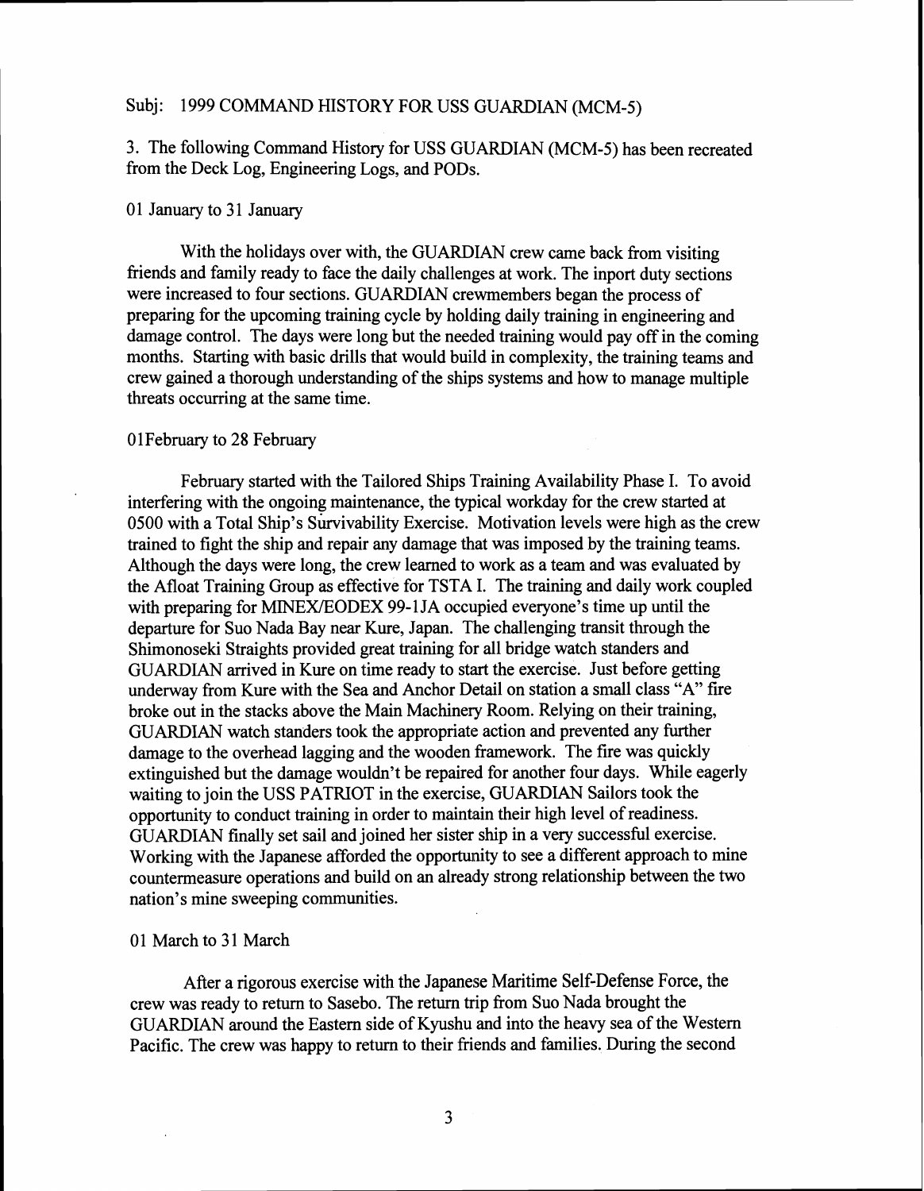Subj: 1999 COMMAND HISTORY FOR USS GUARDIAN (MCM-5)

3. The following Command History for USS GUARDIAN (MCM-5) has been recreated from the Deck Log, Engineering Logs, and PODs.

01 January to 31 January

With the holidays over with, the GUARDIAN crew came back from visiting friends and family ready to face the daily challenges at work. The inport duty sections were increased to four sections. GUARDIAN crewmembers began the process of preparing for the upcoming training cycle by holding daily training in engineering and damage control. The days were long but the needed training would pay off in the coming months. Starting with basic drills that would build in complexity, the training teams and crew gained a thorough understanding of the ships systems and how to manage multiple threats occurring at the same time.

01February to 28 February

February started with the Tailored Ships Training Availability Phase I. To avoid interfering with the ongoing maintenance, the typical workday for the crew started at 0500 with a Total Ship's Survivability Exercise. Motivation levels were high as the crew trained to fight the ship and repair any damage that was imposed by the training teams. Although the days were long, the crew learned to work as a team and was evaluated by the Afloat Training Group as effective for TSTA I. The training and daily work coupled with preparing for MINEX/EODEX 99-1JA occupied everyone's time up until the departure for Suo Nada Bay near Kure, Japan. The challenging transit through the Shimonoseki Straights provided great training for all bridge watch standers and GUARDIAN arrived in Kure on time ready to start the exercise. Just before getting underway from Kure with the Sea and Anchor Detail on station a small class "A" fire broke out in the stacks above the Main Machinery Room. Relying on their training, GUARDIAN watch standers took the appropriate action and prevented any further damage to the overhead lagging and the wooden framework. The fire was quickly extinguished but the damage wouldn't be repaired for another four days. While eagerly waiting to join the USS PATRIOT in the exercise, GUARDIAN Sailors took the opportunity to conduct training in order to maintain their high level of readiness. GUARDIAN finally set sail and joined her sister ship in a very successful exercise. Working with the Japanese afforded the opportunity to see a different approach to mine countermeasure operations and build on an already strong relationship between the two nation's mine sweeping communities.

01 March to 31 March

After a rigorous exercise with the Japanese Maritime Self-Defense Force, the crew was ready to return to Sasebo. The return trip from Suo Nada brought the GUARDIAN around the Eastern side of Kyushu and into the heavy sea of the Western Pacific. The crew was happy to return to their friends and families. During the second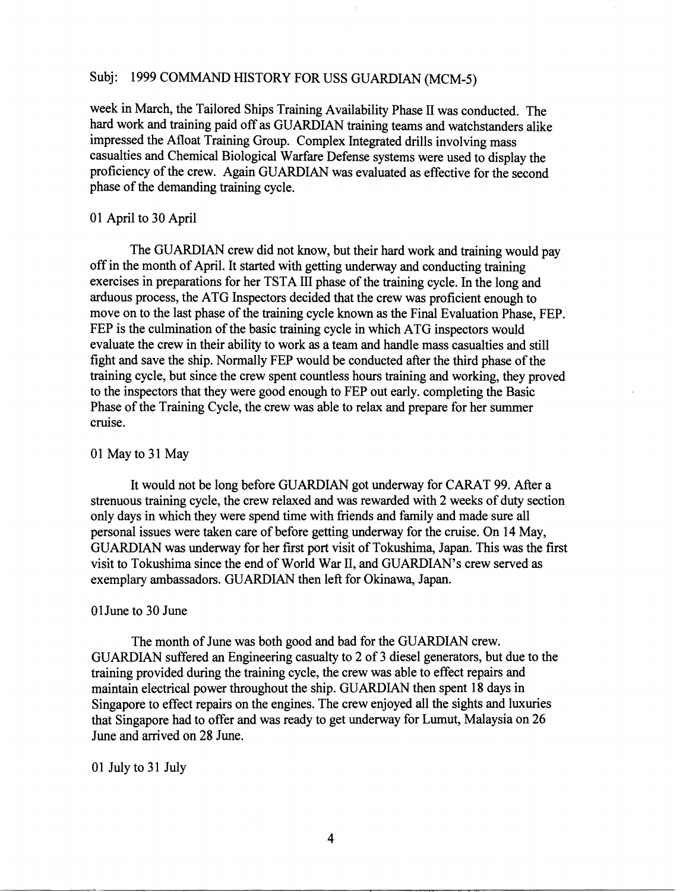Subj: 1999 COMMAND HISTORY FOR USS GUARDIAN (MCM-5)

week in March, the Tailored Ships Training Availability Phase II was conducted. The hard work and training paid off as GUARDIAN training teams and watchstanders alike impressed the Afloat Training Group. Complex Integrated drills involving mass casualties and Chemical Biological Warfare Defense systems were used to display the proficiency of the crew. Again GUARDIAN was evaluated as effective for the second phase of the demanding training cycle.

01 April to 30 April

The GUARDIAN crew did not know, but their hard work and training would pay off in the month of April. It started with getting underway and conducting training exercises in preparations for her TSTA III phase of the training cycle. In the long and arduous process, the ATG Inspectors decided that the crew was proficient enough to move on to the last phase of the training cycle known as the Final Evaluation Phase, FEP. FEP is the culmination of the basic training cycle in which ATG inspectors would evaluate the crew in their ability to work as a team and handle mass casualties and still fight and save the ship. Normally FEP would be conducted after the third phase of the training cycle, but since the crew spent countless hours training and working, they proved to the inspectors that they were good enough to FEP out early. completing the Basic Phase of the Training Cycle, the crew was able to relax and prepare for her summer cruise.

01 May to 31 May

It would not be long before GUARDIAN got underway for CARAT 99. After a strenuous training cycle, the crew relaxed and was rewarded with 2 weeks of duty section only days in which they were spend time with friends and family and made sure all personal issues were taken care of before getting underway for the cruise. On 14 May, GUARDIAN was underway for her first port visit of Tokushima, Japan. This was the first visit to Tokushima since the end of World War II, and GUARDIAN's crew served as exemplary ambassadors. GUARDIAN then left for Okinawa, Japan.

01June to 30 June

The month of June was both good and bad for the GUARDIAN crew. GUARDIAN suffered an Engineering casualty to 2 of 3 diesel generators, but due to the training provided during the training cycle, the crew was able to effect repairs and maintain electrical power throughout the ship. GUARDIAN then spent 18 days in Singapore to effect repairs on the engines. The crew enjoyed all the sights and luxuries that Singapore had to offer and was ready to get underway for Lumut, Malaysia on 26 June and arrived on 28 June.

01 July to 31 July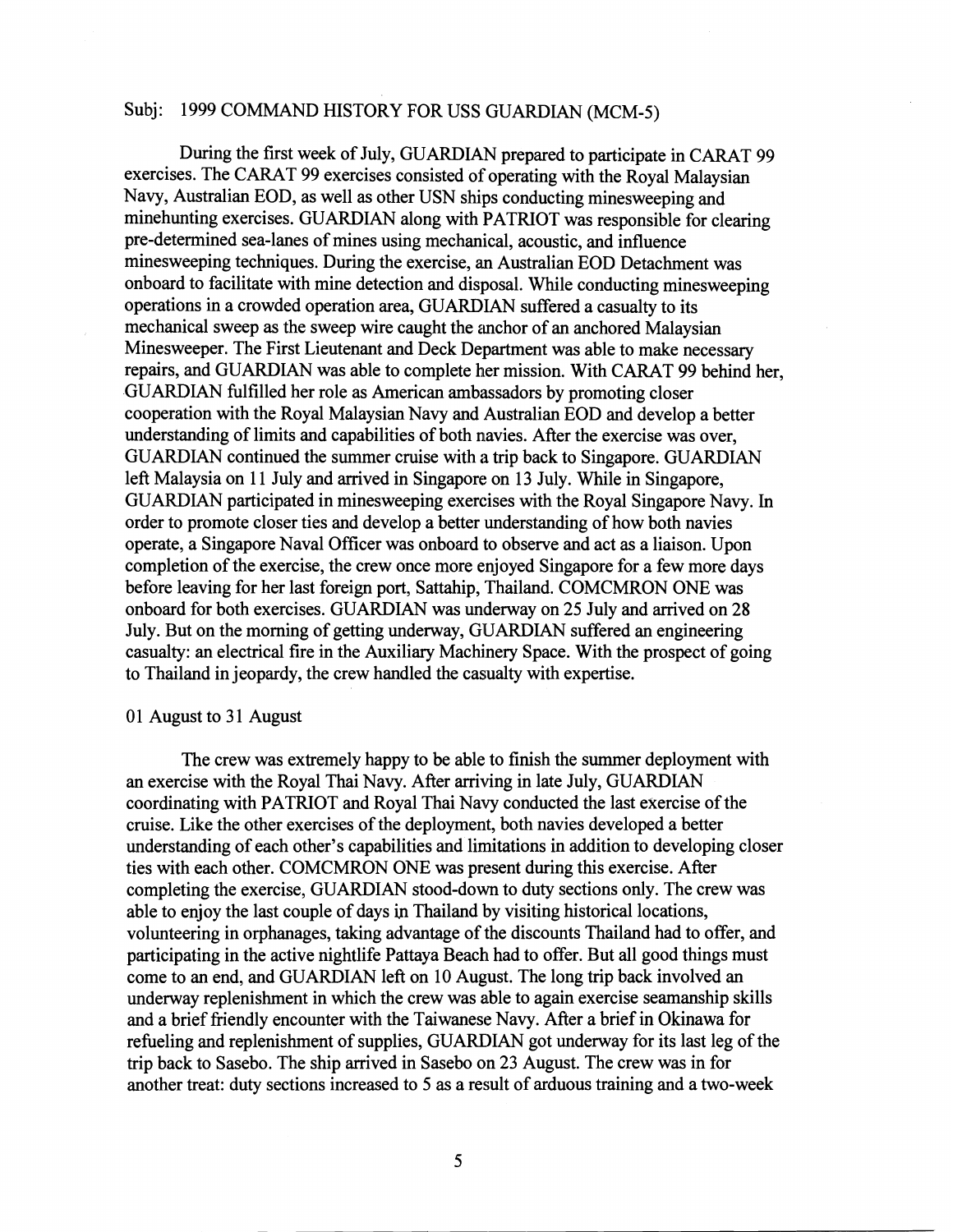Subj: 1999 COMMAND HISTORY FOR USS GUARDIAN (MCM-5)

During the first week of July, GUARDIAN prepared to participate in CARAT 99 exercises. The CARAT 99 exercises consisted of operating with the Royal Malaysian Navy, Australian EOD, as well as other USN ships conducting minesweeping and minehunting exercises. GUARDIAN along with PATRIOT was responsible for clearing pre-determined sea-lanes of mines using mechanical, acoustic, and influence minesweeping techniques. During the exercise, an Australian EOD Detachment was onboard to facilitate with mine detection and disposal. While conducting minesweeping operations in a crowded operation area, GUARDIAN suffered a casualty to its mechanical sweep as the sweep wire caught the anchor of an anchored Malaysian Minesweeper. The First Lieutenant and Deck Department was able to make necessary repairs, and GUARDIAN was able to complete her mission. With CARAT 99 behind her, GUARDIAN fulfilled her role as American ambassadors by promoting closer cooperation with the Royal Malaysian Navy and Australian EOD and develop a better understanding of limits and capabilities of both navies. After the exercise was over, GUARDIAN continued the summer cruise with a trip back to Singapore. GUARDIAN left Malaysia on 11 July and arrived in Singapore on 13 July. While in Singapore, GUARDIAN participated in minesweeping exercises with the Royal Singapore Navy. In order to promote closer ties and develop a better understanding of how both navies operate, a Singapore Naval Officer was onboard to observe and act as a liaison. Upon completion of the exercise, the crew once more enjoyed Singapore for a few more days before leaving for her last foreign port, Sattahip, Thailand. COMCMRON ONE was onboard for both exercises. GUARDIAN was underway on 25 July and arrived on 28 July. But on the morning of getting underway, GUARDIAN suffered an engineering casualty: an electrical fire in the Auxiliary Machinery Space. With the prospect of going to Thailand in jeopardy, the crew handled the casualty with expertise.

01 August to 31 August

The crew was extremely happy to be able to finish the summer deployment with an exercise with the Royal Thai Navy. After arriving in late July, GUARDIAN coordinating with PATRIOT and Royal Thai Navy conducted the last exercise of the cruise. Like the other exercises of the deployment, both navies developed a better understanding of each other's capabilities and limitations in addition to developing closer ties with each other. COMCMRON ONE was present during this exercise. After completing the exercise, GUARDIAN stood-down to duty sections only. The crew was able to enjoy the last couple of days in Thailand by visiting historical locations, volunteering in orphanages, taking advantage of the discounts Thailand had to offer, and participating in the active nightlife Pattaya Beach had to offer. But all good things must come to an end, and GUARDIAN left on 10 August. The long trip back involved an underway replenishment in which the crew was able to again exercise seamanship skills and a brief friendly encounter with the Taiwanese Navy. After a brief in Okinawa for refueling and replenishment of supplies, GUARDIAN got underway for its last leg of the trip back to Sasebo. The ship arrived in Sasebo on 23 August. The crew was in for another treat: duty sections increased to 5 as a result of arduous training and a two-week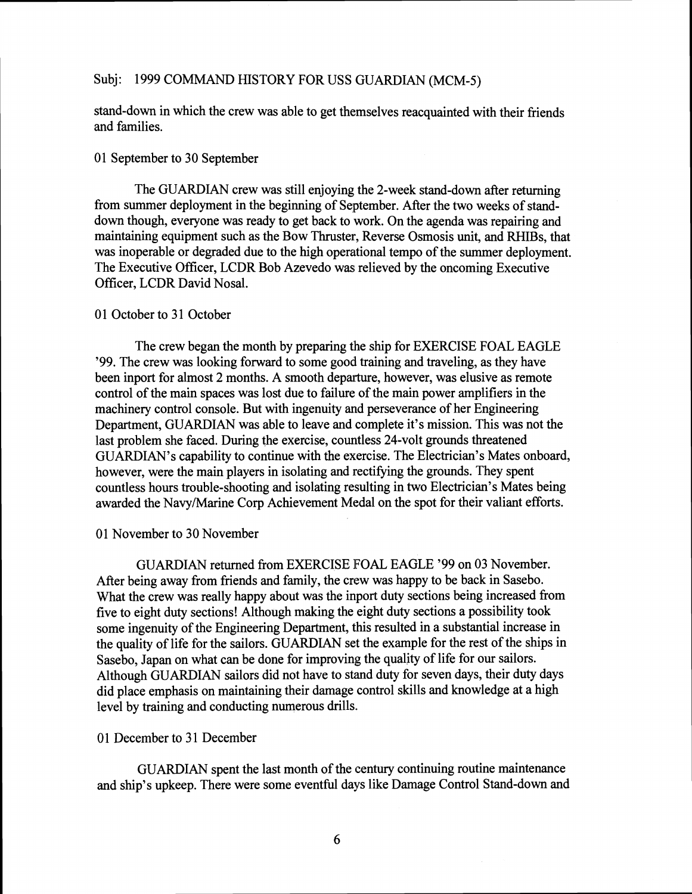Subj: 1999 COMMAND HISTORY FOR USS GUARDIAN (MCM-5)

stand-down in which the crew was able to get themselves reacquainted with their friends and families.

01 September to 30 September

The GUARDIAN crew was still enjoying the 2-week stand-down after returning from summer deployment in the beginning of September. After the two weeks of stand-down though, everyone was ready to get back to work. On the agenda was repairing and maintaining equipment such as the Bow Thruster, Reverse Osmosis unit, and RHIBs, that was inoperable or degraded due to the high operational tempo of the summer deployment. The Executive Officer, LCDR Bob Azevedo was relieved by the oncoming Executive Officer, LCDR David Nosal.

01 October to 31 October

The crew began the month by preparing the ship for EXERCISE FOAL EAGLE '99. The crew was looking forward to some good training and traveling, as they have been inport for almost 2 months. A smooth departure, however, was elusive as remote control of the main spaces was lost due to failure of the main power amplifiers in the machinery control console. But with ingenuity and perseverance of her Engineering Department, GUARDIAN was able to leave and complete it's mission. This was not the last problem she faced. During the exercise, countless 24-volt grounds threatened GUARDIAN's capability to continue with the exercise. The Electrician's Mates onboard, however, were the main players in isolating and rectifying the grounds. They spent countless hours trouble-shooting and isolating resulting in two Electrician's Mates being awarded the Navy/Marine Corp Achievement Medal on the spot for their valiant efforts.

01 November to 30 November

GUARDIAN returned from EXERCISE FOAL EAGLE '99 on 03 November. After being away from friends and family, the crew was happy to be back in Sasebo. What the crew was really happy about was the inport duty sections being increased from five to eight duty sections! Although making the eight duty sections a possibility took some ingenuity of the Engineering Department, this resulted in a substantial increase in the quality of life for the sailors. GUARDIAN set the example for the rest of the ships in Sasebo, Japan on what can be done for improving the quality of life for our sailors. Although GUARDIAN sailors did not have to stand duty for seven days, their duty days did place emphasis on maintaining their damage control skills and knowledge at a high level by training and conducting numerous drills.

01 December to 31 December

GUARDIAN spent the last month of the century continuing routine maintenance and ship's upkeep. There were some eventful days like Damage Control Stand-down and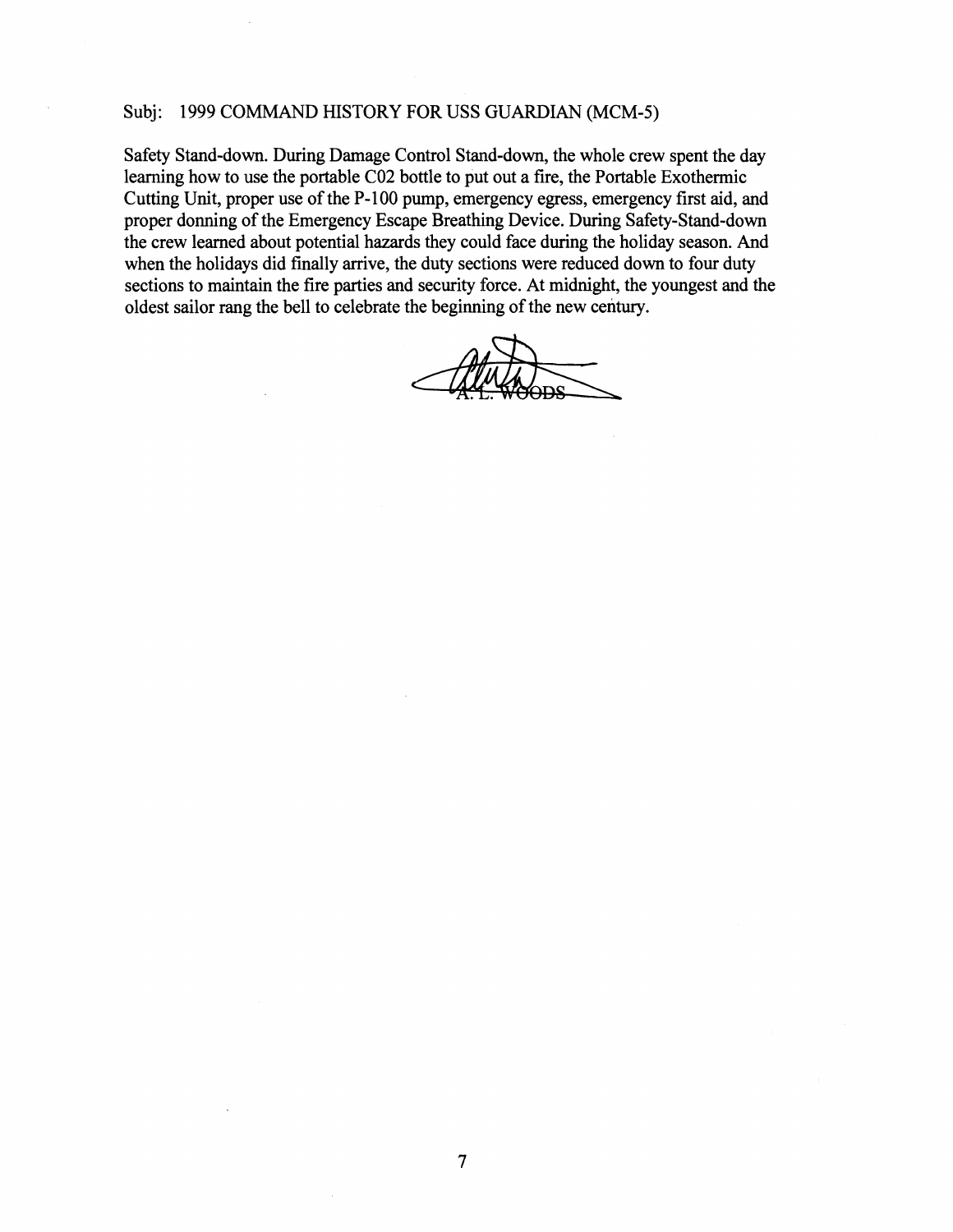Subj: 1999 COMMAND HISTORY FOR USS GUARDIAN (MCM-5)

Safety Stand-down. During Damage Control Stand-down, the whole crew spent the day learning how to use the portable C02 bottle to put out a fire, the Portable Exothermic Cutting Unit, proper use of the P-100 pump, emergency egress, emergency first aid, and proper donning of the Emergency Escape Breathing Device. During Safety-Stand-down the crew learned about potential hazards they could face during the holiday season. And when the holidays did finally arrive, the duty sections were reduced down to four duty sections to maintain the fire parties and security force. At midnight, the youngest and the oldest sailor rang the bell to celebrate the beginning of the new century.

A. L. WOODS